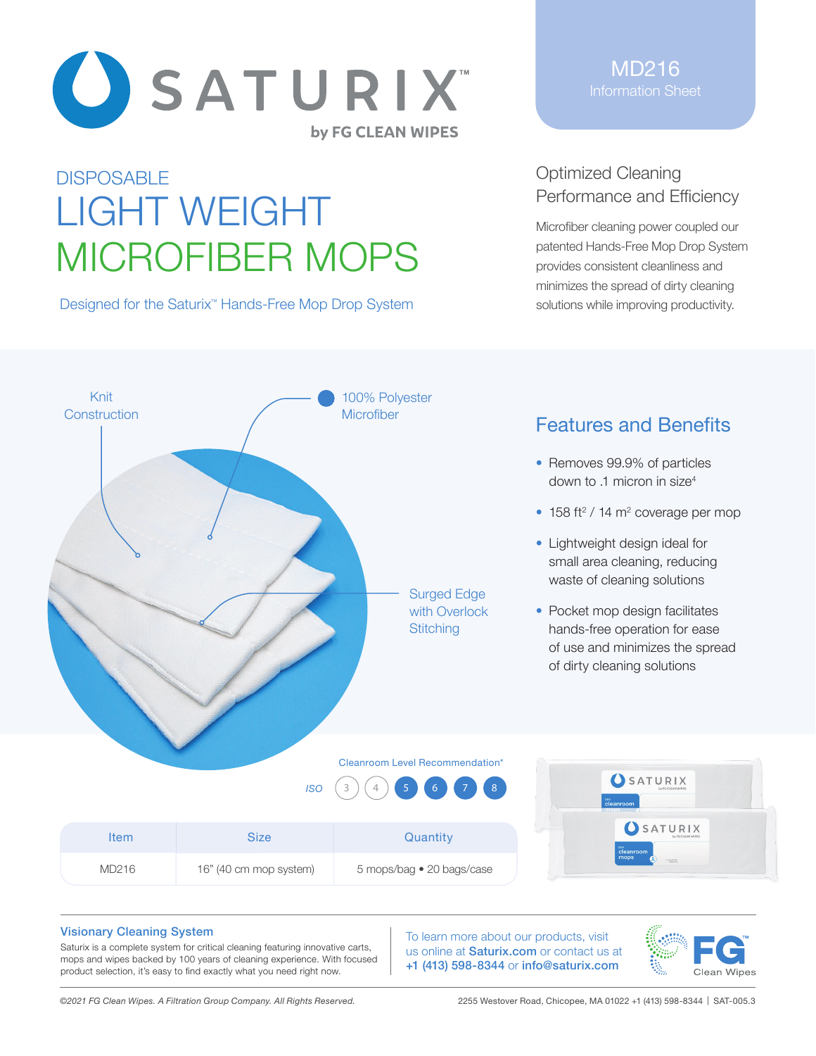# SATURIX™

by FG CLEAN WIPES

**MD216**
Information Sheet

DISPOSABLE

# LIGHT WEIGHT MICROFIBER MOPS

Designed for the Saturix™ Hands-Free Mop Drop System

## Optimized Cleaning Performance and Efficiency

Microfiber cleaning power coupled our patented Hands-Free Mop Drop System provides consistent cleanliness and minimizes the spread of dirty cleaning solutions while improving productivity.

Knit Construction

100% Polyester Microfiber

Surged Edge with Overlock Stitching

## Features and Benefits

- Removes 99.9% of particles down to .1 micron in size[4]
- 158 $ft^2$ / 14 $m^2$ coverage per mop
- Lightweight design ideal for small area cleaning, reducing waste of cleaning solutions
- Pocket mop design facilitates hands-free operation for ease of use and minimizes the spread of dirty cleaning solutions

Cleanroom Level Recommendation*

ISO 3 4 **5** **6** **7** **8**

| Item | Size | Quantity |
|---|---|---|
| MD216 | 16" (40 cm mop system) | 5 mops/bag • 20 bags/case |

### Visionary Cleaning System

Saturix is a complete system for critical cleaning featuring innovative carts, mops and wipes backed by 100 years of cleaning experience. With focused product selection, it's easy to find exactly what you need right now.

To learn more about our products, visit us online at **Saturix.com** or contact us at **+1 (413) 598-8344** or **info@saturix.com**

FG™ Clean Wipes

*©2021 FG Clean Wipes. A Filtration Group Company. All Rights Reserved.*

2255 Westover Road, Chicopee, MA 01022 +1 (413) 598-8344 | SAT-005.3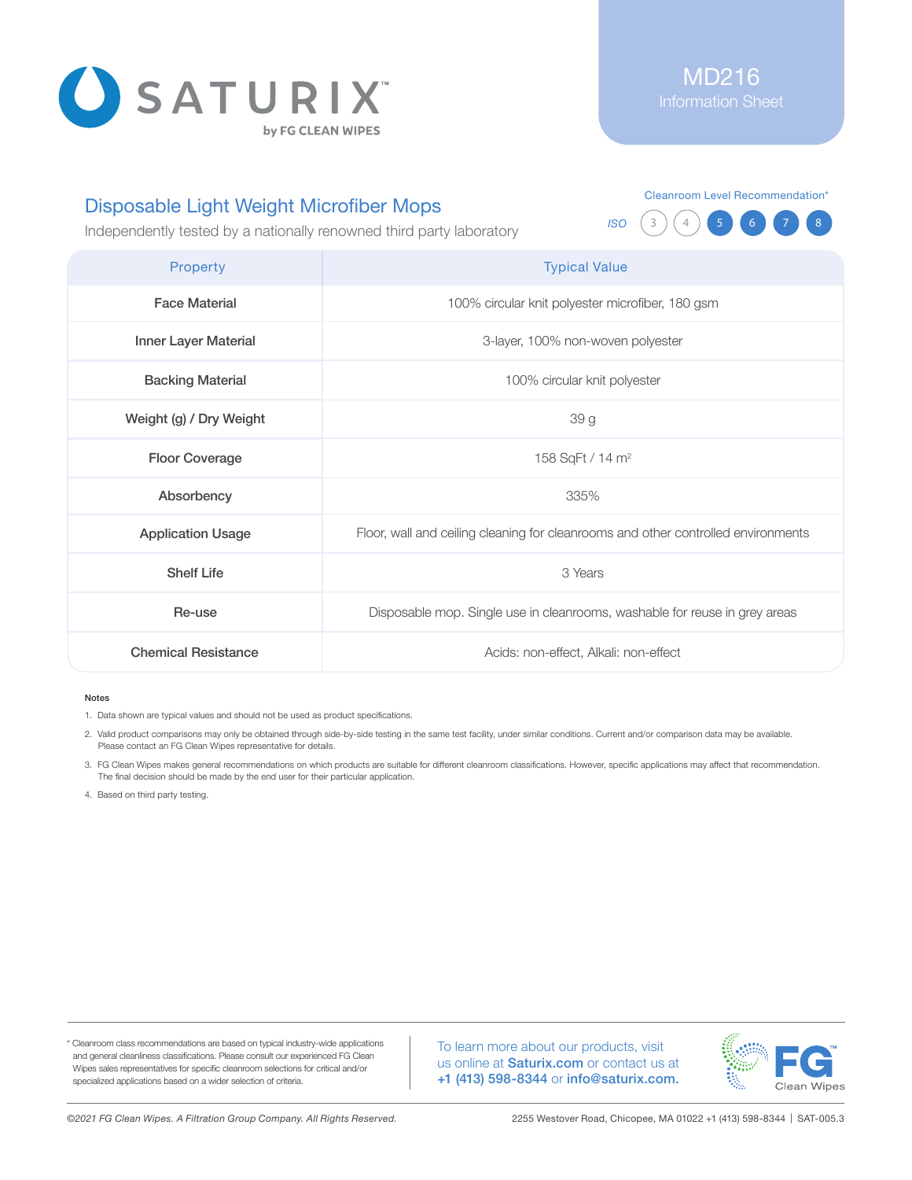# MD216
Information Sheet

## Disposable Light Weight Microfiber Mops

Independently tested by a nationally renowned third party laboratory

Cleanroom Level Recommendation*

ISO 3 4 **5** **6** **7** **8**

| Property | Typical Value |
|---|---|
| Face Material | 100% circular knit polyester microfiber, 180 gsm |
| Inner Layer Material | 3-layer, 100% non-woven polyester |
| Backing Material | 100% circular knit polyester |
| Weight (g) / Dry Weight | 39 g |
| Floor Coverage | 158 SqFt / 14 $m^2$ |
| Absorbency | 335% |
| Application Usage | Floor, wall and ceiling cleaning for cleanrooms and other controlled environments |
| Shelf Life | 3 Years |
| Re-use | Disposable mop. Single use in cleanrooms, washable for reuse in grey areas |
| Chemical Resistance | Acids: non-effect, Alkali: non-effect |

**Notes**

1. Data shown are typical values and should not be used as product specifications.
2. Valid product comparisons may only be obtained through side-by-side testing in the same test facility, under similar conditions. Current and/or comparison data may be available. Please contact an FG Clean Wipes representative for details.
3. FG Clean Wipes makes general recommendations on which products are suitable for different cleanroom classifications. However, specific applications may affect that recommendation. The final decision should be made by the end user for their particular application.
4. Based on third party testing.

\* Cleanroom class recommendations are based on typical industry-wide applications and general cleanliness classifications. Please consult our experienced FG Clean Wipes sales representatives for specific cleanroom selections for critical and/or specialized applications based on a wider selection of criteria.

To learn more about our products, visit us online at **Saturix.com** or contact us at **+1 (413) 598-8344** or **info@saturix.com.**

*©2021 FG Clean Wipes. A Filtration Group Company. All Rights Reserved.*

2255 Westover Road, Chicopee, MA 01022 +1 (413) 598-8344 | SAT-005.3